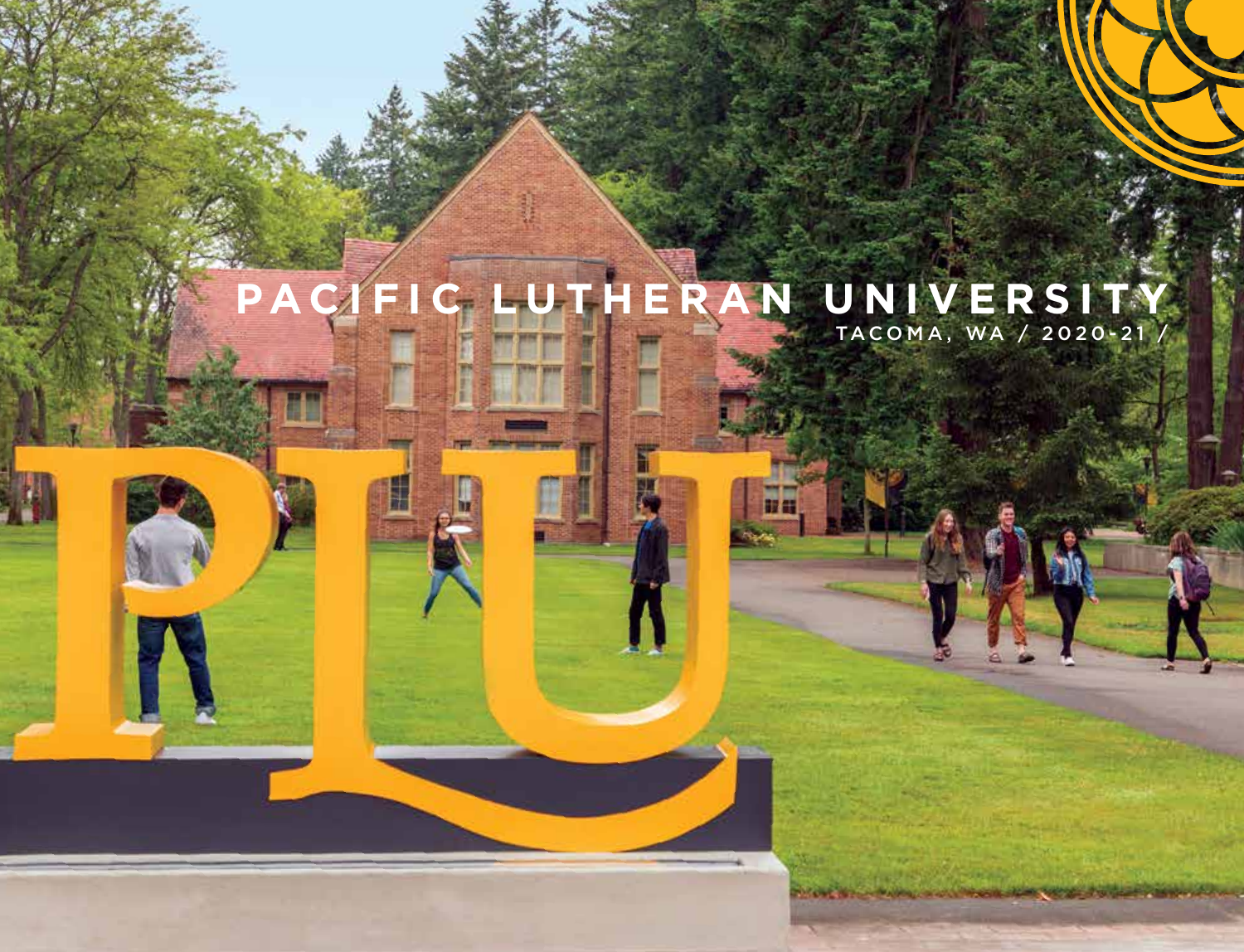# PACIFIC LUTHERAN UNIVERSITY

TACOMA, WA / 2020-21 /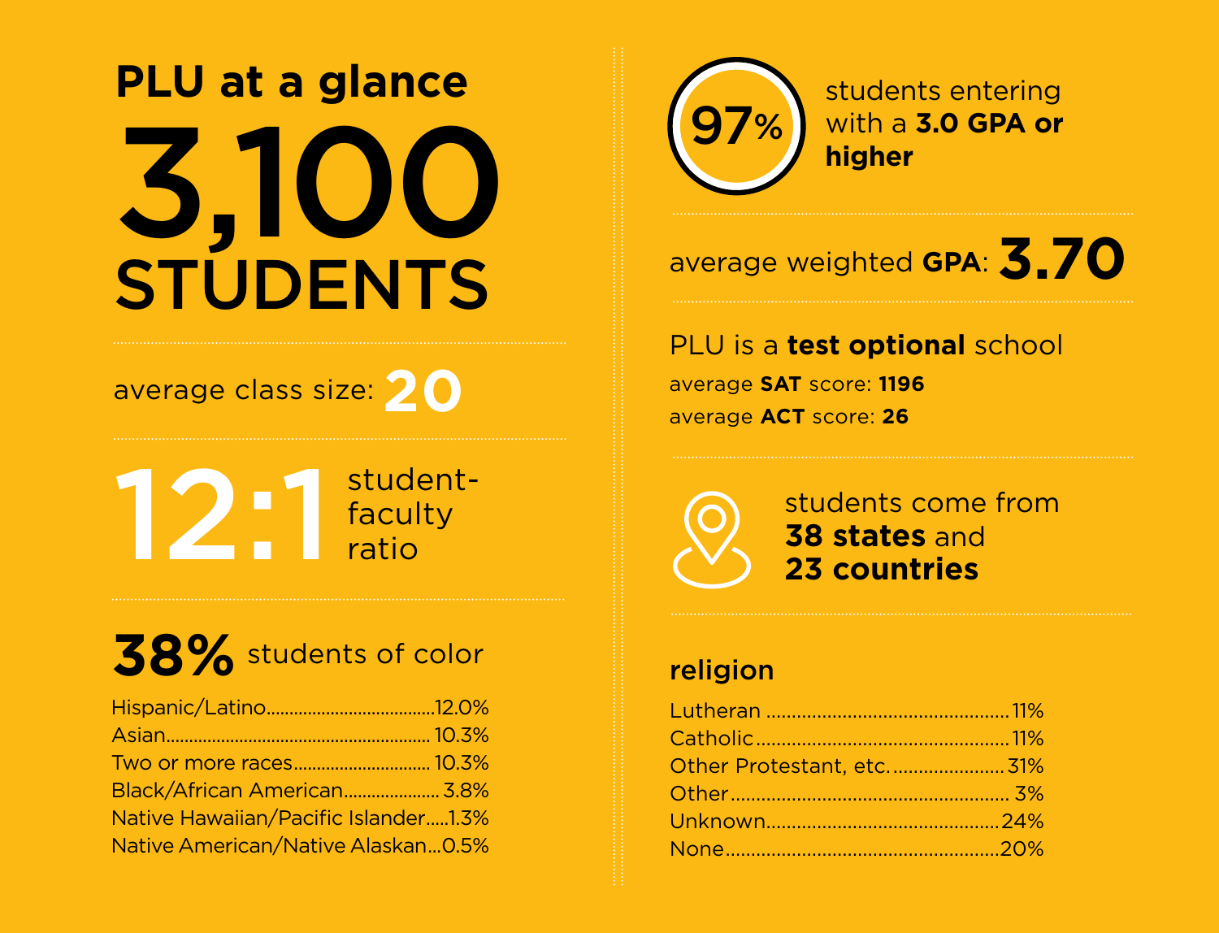# PLU at a glance

# 3,100 STUDENTS

average class size: **20**

**12:1** student-faculty ratio

**38%** students of color

| | |
|---|---|
| Hispanic/Latino | 12.0% |
| Asian | 10.3% |
| Two or more races | 10.3% |
| Black/African American | 3.8% |
| Native Hawaiian/Pacific Islander | 1.3% |
| Native American/Native Alaskan | 0.5% |

**97%** students entering with a **3.0 GPA or higher**

average weighted **GPA**: **3.70**

PLU is a **test optional** school

average **SAT** score: **1196**

average **ACT** score: **26**

students come from **38 states** and **23 countries**

## religion

| | |
|---|---|
| Lutheran | 11% |
| Catholic | 11% |
| Other Protestant, etc. | 31% |
| Other | 3% |
| Unknown | 24% |
| None | 20% |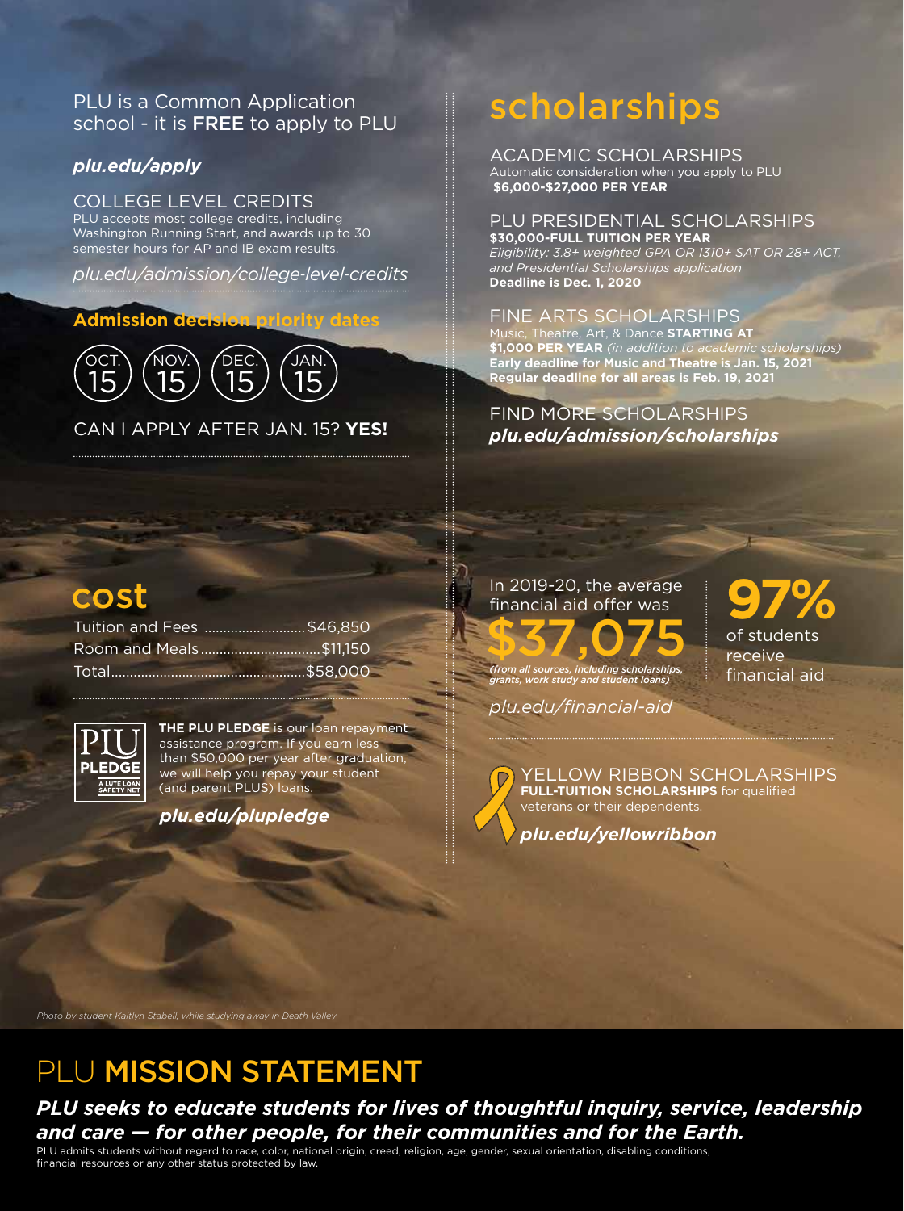PLU is a Common Application school - it is **FREE** to apply to PLU

***plu.edu/apply***

### COLLEGE LEVEL CREDITS

PLU accepts most college credits, including Washington Running Start, and awards up to 30 semester hours for AP and IB exam results.

*plu.edu/admission/college-level-credits*

**Admission decision priority dates**

OCT. 15 | NOV. 15 | DEC. 15 | JAN. 15

CAN I APPLY AFTER JAN. 15? **YES!**

## cost

| Item | Amount |
| --- | --- |
| Tuition and Fees | $46,850 |
| Room and Meals | $11,150 |
| Total | $58,000 |

PLU PLEDGE – A LUTE LOAN SAFETY NET

**THE PLU PLEDGE** is our loan repayment assistance program. If you earn less than $50,000 per year after graduation, we will help you repay your student (and parent PLUS) loans.

***plu.edu/plupledge***

## scholarships

### ACADEMIC SCHOLARSHIPS

Automatic consideration when you apply to PLU
**$6,000-$27,000 PER YEAR**

### PLU PRESIDENTIAL SCHOLARSHIPS

**$30,000-FULL TUITION PER YEAR**
*Eligibility: 3.8+ weighted GPA OR 1310+ SAT OR 28+ ACT, and Presidential Scholarships application*
**Deadline is Dec. 1, 2020**

### FINE ARTS SCHOLARSHIPS

Music, Theatre, Art, & Dance **STARTING AT $1,000 PER YEAR** *(in addition to academic scholarships)*
**Early deadline for Music and Theatre is Jan. 15, 2021**
**Regular deadline for all areas is Feb. 19, 2021**

### FIND MORE SCHOLARSHIPS

***plu.edu/admission/scholarships***

In 2019-20, the average financial aid offer was **$37,075**
***(from all sources, including scholarships, grants, work study and student loans)***

**97%** of students receive financial aid

*plu.edu/financial-aid*

### YELLOW RIBBON SCHOLARSHIPS

**FULL-TUITION SCHOLARSHIPS** for qualified veterans or their dependents.

***plu.edu/yellowribbon***

*Photo by student Kaitlyn Stabell, while studying away in Death Valley*

## PLU MISSION STATEMENT

***PLU seeks to educate students for lives of thoughtful inquiry, service, leadership and care — for other people, for their communities and for the Earth.***

PLU admits students without regard to race, color, national origin, creed, religion, age, gender, sexual orientation, disabling conditions, financial resources or any other status protected by law.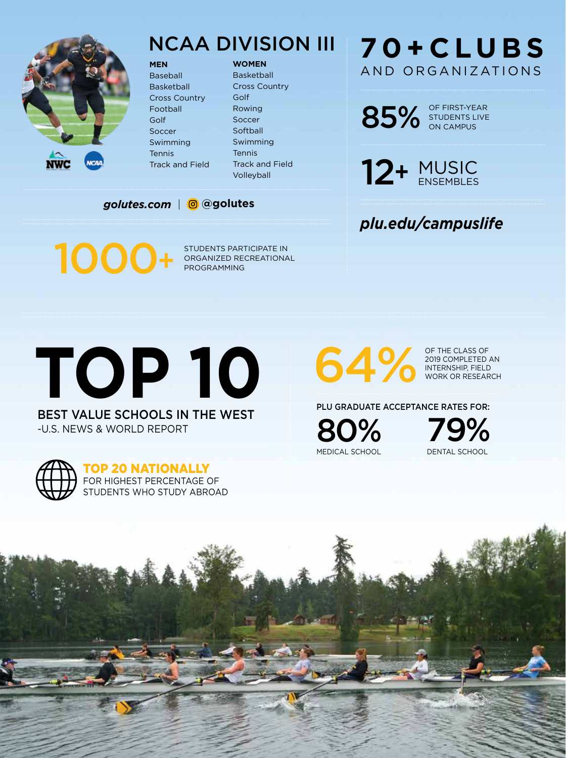## NCAA DIVISION III

**MEN**
- Baseball
- Basketball
- Cross Country
- Football
- Golf
- Soccer
- Swimming
- Tennis
- Track and Field

**WOMEN**
- Basketball
- Cross Country
- Golf
- Rowing
- Soccer
- Softball
- Swimming
- Tennis
- Track and Field
- Volleyball

***golutes.com*** | **@golutes**

**1000+** STUDENTS PARTICIPATE IN ORGANIZED RECREATIONAL PROGRAMMING

## 70+ CLUBS
AND ORGANIZATIONS

**85%** OF FIRST-YEAR STUDENTS LIVE ON CAMPUS

**12+** MUSIC ENSEMBLES

***plu.edu/campuslife***

# TOP 10

BEST VALUE SCHOOLS IN THE WEST
-U.S. NEWS & WORLD REPORT

**TOP 20 NATIONALLY**
FOR HIGHEST PERCENTAGE OF STUDENTS WHO STUDY ABROAD

**64%** OF THE CLASS OF 2019 COMPLETED AN INTERNSHIP, FIELD WORK OR RESEARCH

**PLU GRADUATE ACCEPTANCE RATES FOR:**

**80%** MEDICAL SCHOOL

**79%** DENTAL SCHOOL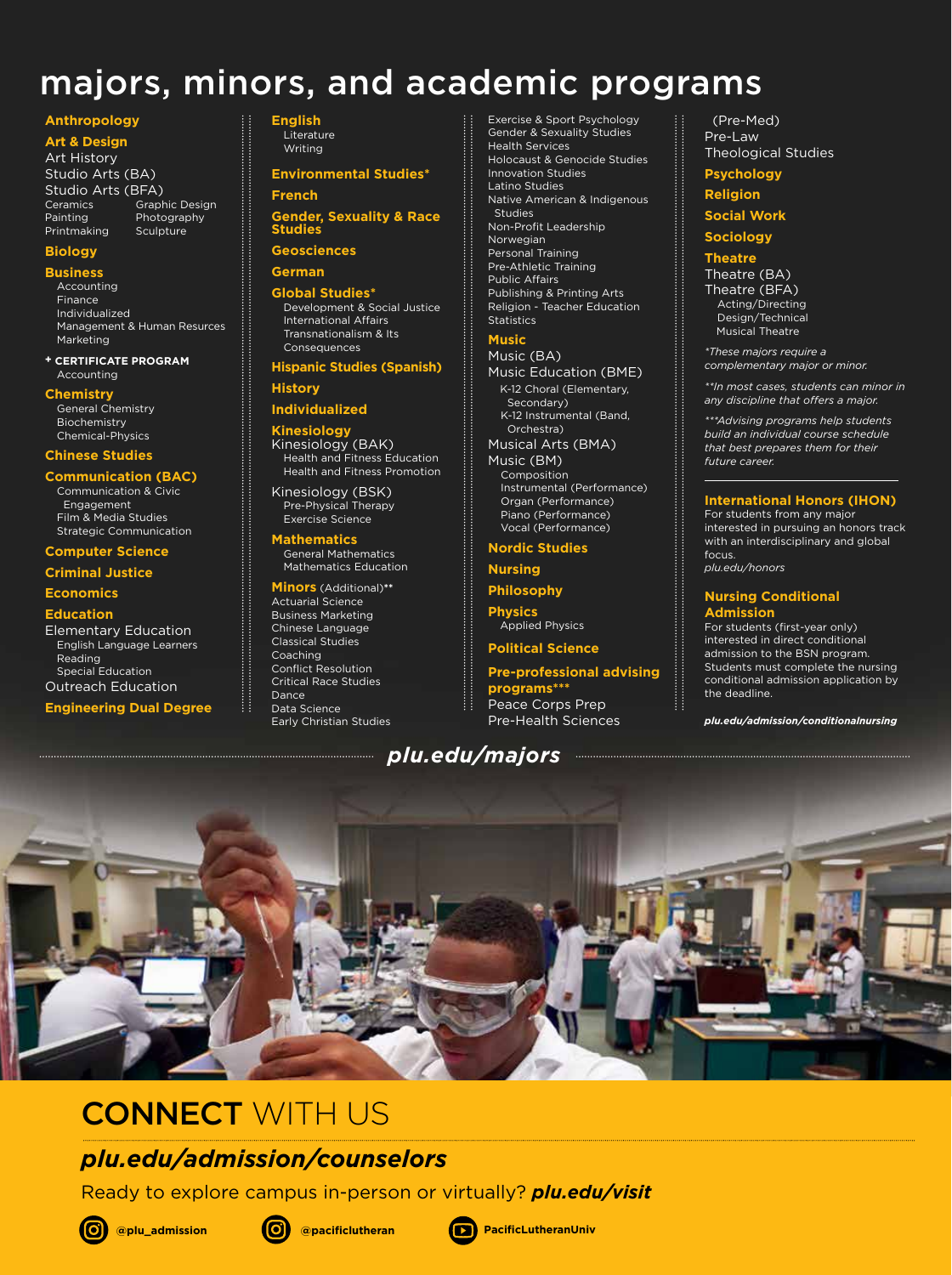# majors, minors, and academic programs

**Anthropology**

**Art & Design**

Art History

Studio Arts (BA)

Studio Arts (BFA)

- Ceramics
- Painting
- Printmaking
- Graphic Design
- Photography
- Sculpture

**Biology**

**Business**

- Accounting
- Finance
- Individualized
- Management & Human Resources
- Marketing

**+ CERTIFICATE PROGRAM**

- Accounting

**Chemistry**

- General Chemistry
- Biochemistry
- Chemical-Physics

**Chinese Studies**

**Communication (BAC)**

- Communication & Civic Engagement
- Film & Media Studies
- Strategic Communication

**Computer Science**

**Criminal Justice**

**Economics**

**Education**

Elementary Education

- English Language Learners
- Reading
- Special Education

Outreach Education

**Engineering Dual Degree**

**English**

- Literature
- Writing

**Environmental Studies***

**French**

**Gender, Sexuality & Race Studies**

**Geosciences**

**German**

**Global Studies***

- Development & Social Justice
- International Affairs
- Transnationalism & Its Consequences

**Hispanic Studies (Spanish)**

**History**

**Individualized**

**Kinesiology**

Kinesiology (BAK)

- Health and Fitness Education
- Health and Fitness Promotion

Kinesiology (BSK)

- Pre-Physical Therapy
- Exercise Science

**Mathematics**

- General Mathematics
- Mathematics Education

**Minors** (Additional)**

- Actuarial Science
- Business Marketing
- Chinese Language
- Classical Studies
- Coaching
- Conflict Resolution
- Critical Race Studies
- Dance
- Data Science
- Early Christian Studies
- Exercise & Sport Psychology
- Gender & Sexuality Studies
- Health Services
- Holocaust & Genocide Studies
- Innovation Studies
- Latino Studies
- Native American & Indigenous Studies
- Non-Profit Leadership
- Norwegian
- Personal Training
- Pre-Athletic Training
- Public Affairs
- Publishing & Printing Arts
- Religion - Teacher Education
- Statistics

**Music**

Music (BA)

Music Education (BME)

- K-12 Choral (Elementary, Secondary)
- K-12 Instrumental (Band, Orchestra)

Musical Arts (BMA)

Music (BM)

- Composition
- Instrumental (Performance)
- Organ (Performance)
- Piano (Performance)
- Vocal (Performance)

**Nordic Studies**

**Nursing**

**Philosophy**

**Physics**

- Applied Physics

**Political Science**

**Pre-professional advising programs*****

Peace Corps Prep

Pre-Health Sciences (Pre-Med)

Pre-Law

Theological Studies

**Psychology**

**Religion**

**Social Work**

**Sociology**

**Theatre**

Theatre (BA)

Theatre (BFA)

- Acting/Directing
- Design/Technical
- Musical Theatre

*These majors require a complementary major or minor.*

*\*\*In most cases, students can minor in any discipline that offers a major.*

*\*\*\*Advising programs help students build an individual course schedule that best prepares them for their future career.*

**International Honors (IHON)**

For students from any major interested in pursuing an honors track with an interdisciplinary and global focus.

*plu.edu/honors*

**Nursing Conditional Admission**

For students (first-year only) interested in direct conditional admission to the BSN program. Students must complete the nursing conditional admission application by the deadline.

***plu.edu/admission/conditionalnursing***

***plu.edu/majors***

## CONNECT WITH US

## *plu.edu/admission/counselors*

Ready to explore campus in-person or virtually? ***plu.edu/visit***

**@plu_admission** **@pacificlutheran** **PacificLutheranUniv**